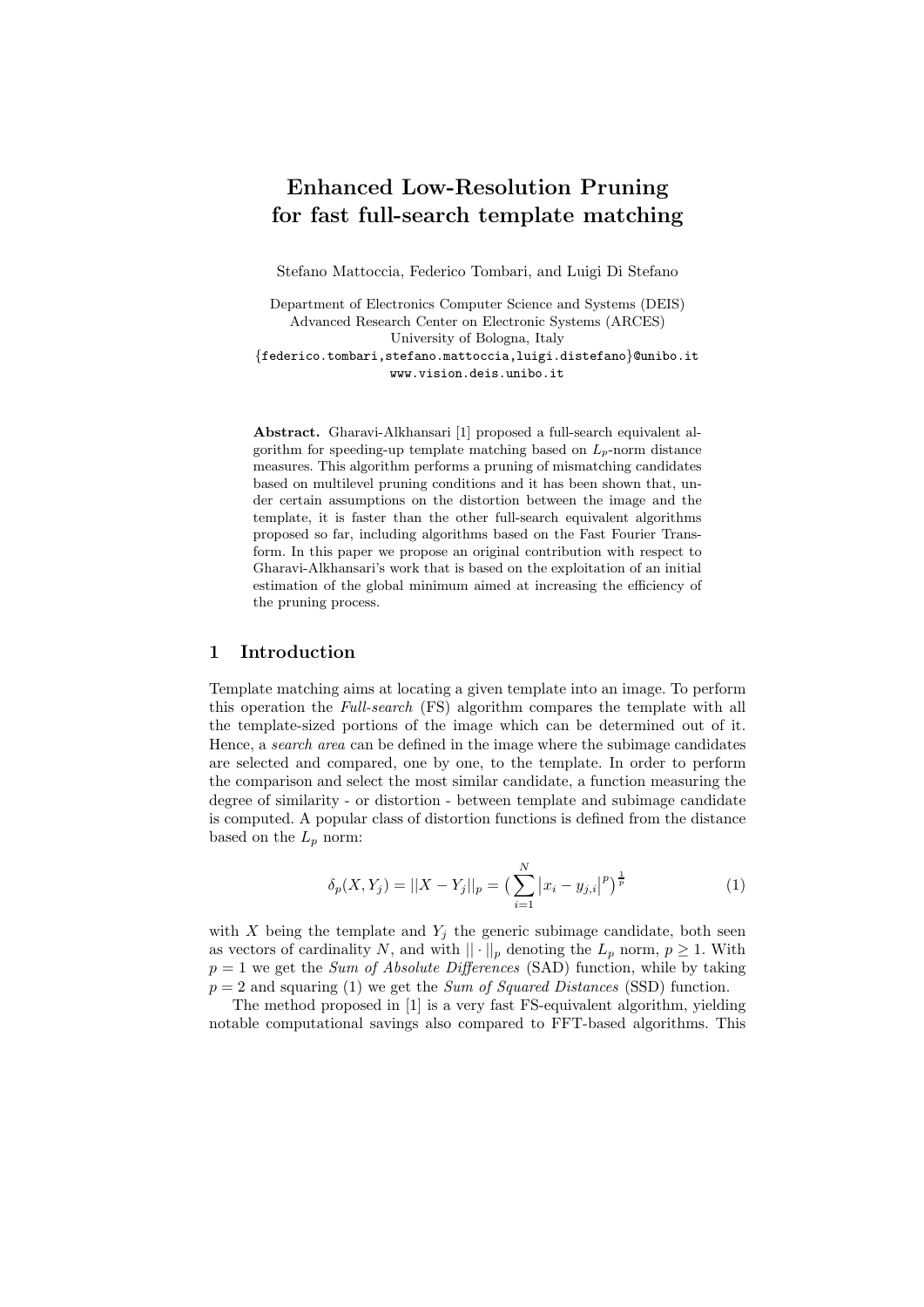# Enhanced Low-Resolution Pruning for fast full-search template matching

Stefano Mattoccia, Federico Tombari, and Luigi Di Stefano

Department of Electronics Computer Science and Systems (DEIS)
Advanced Research Center on Electronic Systems (ARCES)
University of Bologna, Italy
{federico.tombari,stefano.mattoccia,luigi.distefano}@unibo.it
www.vision.deis.unibo.it

**Abstract.** Gharavi-Alkhansari [1] proposed a full-search equivalent algorithm for speeding-up template matching based on $L_p$-norm distance measures. This algorithm performs a pruning of mismatching candidates based on multilevel pruning conditions and it has been shown that, under certain assumptions on the distortion between the image and the template, it is faster than the other full-search equivalent algorithms proposed so far, including algorithms based on the Fast Fourier Transform. In this paper we propose an original contribution with respect to Gharavi-Alkhansari's work that is based on the exploitation of an initial estimation of the global minimum aimed at increasing the efficiency of the pruning process.

## 1 Introduction

Template matching aims at locating a given template into an image. To perform this operation the *Full-search* (FS) algorithm compares the template with all the template-sized portions of the image which can be determined out of it. Hence, a *search area* can be defined in the image where the subimage candidates are selected and compared, one by one, to the template. In order to perform the comparison and select the most similar candidate, a function measuring the degree of similarity - or distortion - between template and subimage candidate is computed. A popular class of distortion functions is defined from the distance based on the $L_p$ norm:

$$\delta_p(X, Y_j) = ||X - Y_j||_p = \big( \sum_{i=1}^{N} \big| x_i - y_{j,i} \big|^p \big)^{\frac{1}{p}} \tag{1}$$

with $X$ being the template and $Y_j$ the generic subimage candidate, both seen as vectors of cardinality $N$, and with $|| \cdot ||_p$ denoting the $L_p$ norm, $p \geq 1$. With $p = 1$ we get the *Sum of Absolute Differences* (SAD) function, while by taking $p = 2$ and squaring (1) we get the *Sum of Squared Distances* (SSD) function.

The method proposed in [1] is a very fast FS-equivalent algorithm, yielding notable computational savings also compared to FFT-based algorithms. This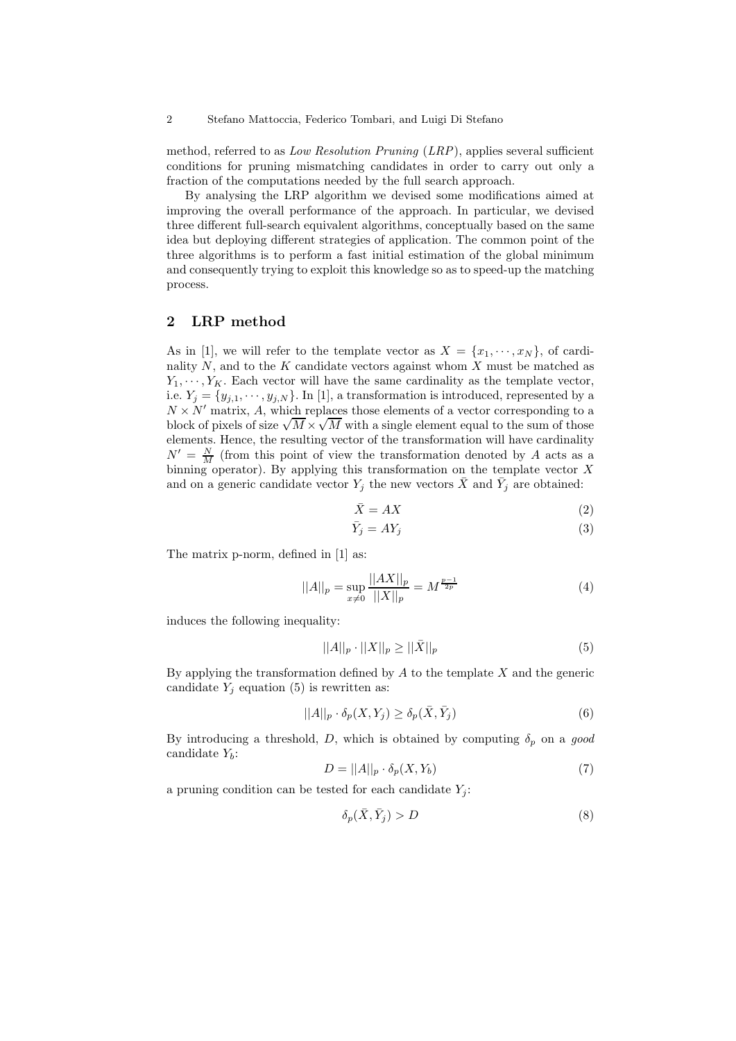method, referred to as *Low Resolution Pruning* (*LRP*), applies several sufficient conditions for pruning mismatching candidates in order to carry out only a fraction of the computations needed by the full search approach.

By analysing the LRP algorithm we devised some modifications aimed at improving the overall performance of the approach. In particular, we devised three different full-search equivalent algorithms, conceptually based on the same idea but deploying different strategies of application. The common point of the three algorithms is to perform a fast initial estimation of the global minimum and consequently trying to exploit this knowledge so as to speed-up the matching process.

## 2 LRP method

As in [1], we will refer to the template vector as $X = \{x_1, \cdots, x_N\}$, of cardinality $N$, and to the $K$ candidate vectors against whom $X$ must be matched as $Y_1, \cdots, Y_K$. Each vector will have the same cardinality as the template vector, i.e. $Y_j = \{y_{j,1}, \cdots, y_{j,N}\}$. In [1], a transformation is introduced, represented by a $N \times N'$ matrix, $A$, which replaces those elements of a vector corresponding to a block of pixels of size $\sqrt{M} \times \sqrt{M}$ with a single element equal to the sum of those elements. Hence, the resulting vector of the transformation will have cardinality $N' = \frac{N}{M}$ (from this point of view the transformation denoted by $A$ acts as a binning operator). By applying this transformation on the template vector $X$ and on a generic candidate vector $Y_j$ the new vectors $\bar{X}$ and $\bar{Y}_j$ are obtained:

$$\bar{X} = AX \tag{2}$$

$$\bar{Y}_j = AY_j \tag{3}$$

The matrix p-norm, defined in [1] as:

$$||A||_p = \sup_{x \neq 0} \frac{||AX||_p}{||X||_p} = M^{\frac{p-1}{2p}} \tag{4}$$

induces the following inequality:

$$||A||_p \cdot ||X||_p \geq ||\bar{X}||_p \tag{5}$$

By applying the transformation defined by $A$ to the template $X$ and the generic candidate $Y_j$ equation (5) is rewritten as:

$$||A||_p \cdot \delta_p(X, Y_j) \geq \delta_p(\bar{X}, \bar{Y}_j) \tag{6}$$

By introducing a threshold, $D$, which is obtained by computing $\delta_p$ on a *good* candidate $Y_b$:

$$D = ||A||_p \cdot \delta_p(X, Y_b) \tag{7}$$

a pruning condition can be tested for each candidate $Y_j$:

$$\delta_p(\bar{X}, \bar{Y}_j) > D \tag{8}$$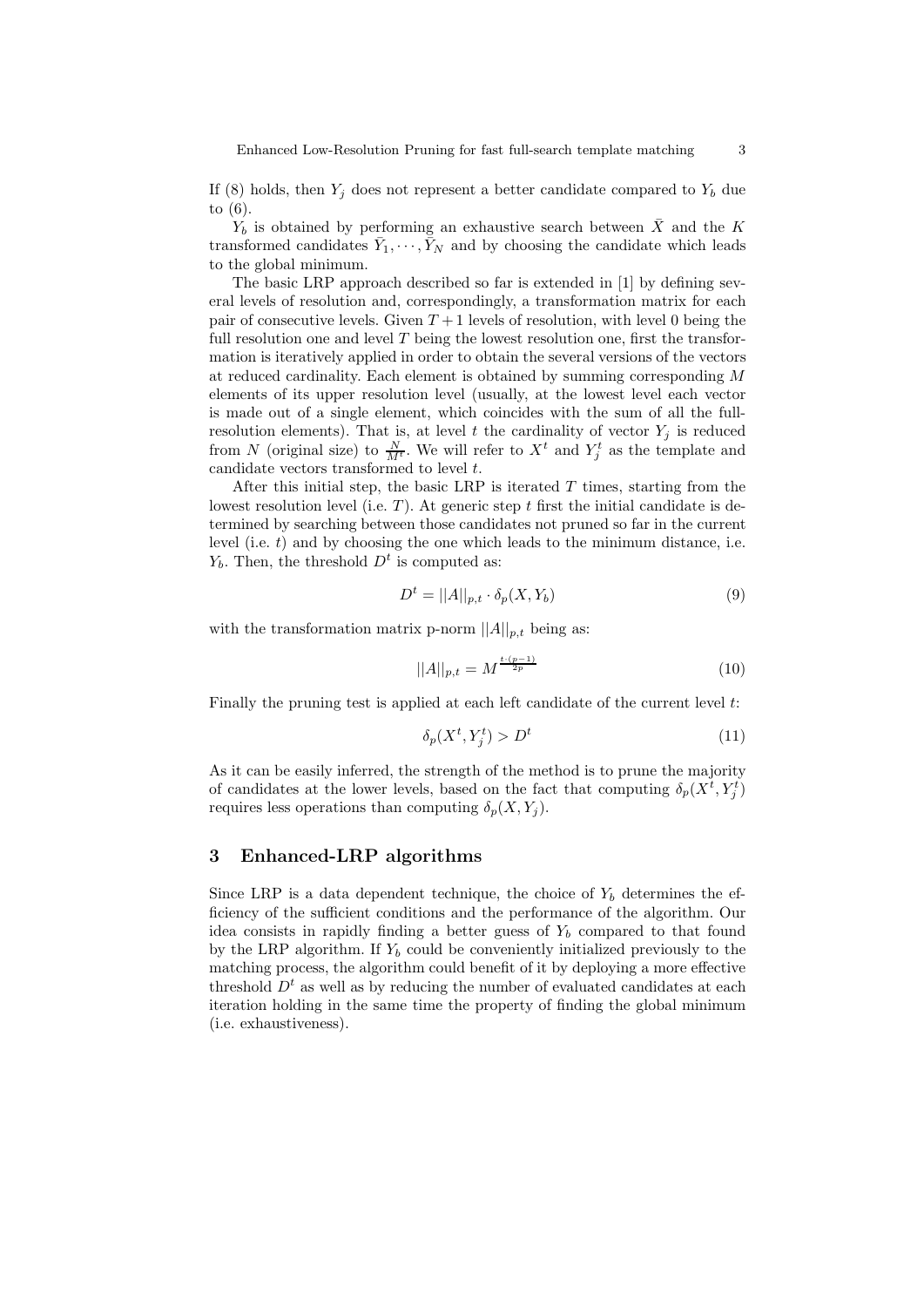If (8) holds, then $Y_j$ does not represent a better candidate compared to $Y_b$ due to (6).

$Y_b$ is obtained by performing an exhaustive search between $\bar{X}$ and the $K$ transformed candidates $\bar{Y}_1, \cdots, \bar{Y}_N$ and by choosing the candidate which leads to the global minimum.

The basic LRP approach described so far is extended in [1] by defining several levels of resolution and, correspondingly, a transformation matrix for each pair of consecutive levels. Given $T+1$ levels of resolution, with level 0 being the full resolution one and level $T$ being the lowest resolution one, first the transformation is iteratively applied in order to obtain the several versions of the vectors at reduced cardinality. Each element is obtained by summing corresponding $M$ elements of its upper resolution level (usually, at the lowest level each vector is made out of a single element, which coincides with the sum of all the full-resolution elements). That is, at level $t$ the cardinality of vector $Y_j$ is reduced from $N$ (original size) to $\frac{N}{M^t}$. We will refer to $X^t$ and $Y_j^t$ as the template and candidate vectors transformed to level $t$.

After this initial step, the basic LRP is iterated $T$ times, starting from the lowest resolution level (i.e. $T$). At generic step $t$ first the initial candidate is determined by searching between those candidates not pruned so far in the current level (i.e. $t$) and by choosing the one which leads to the minimum distance, i.e. $Y_b$. Then, the threshold $D^t$ is computed as:

$$D^t = ||A||_{p,t} \cdot \delta_p(X, Y_b) \tag{9}$$

with the transformation matrix p-norm $||A||_{p,t}$ being as:

$$||A||_{p,t} = M^{\frac{t \cdot (p-1)}{2p}} \tag{10}$$

Finally the pruning test is applied at each left candidate of the current level $t$:

$$\delta_p(X^t, Y_j^t) > D^t \tag{11}$$

As it can be easily inferred, the strength of the method is to prune the majority of candidates at the lower levels, based on the fact that computing $\delta_p(X^t, Y_j^t)$ requires less operations than computing $\delta_p(X, Y_j)$.

## 3 Enhanced-LRP algorithms

Since LRP is a data dependent technique, the choice of $Y_b$ determines the efficiency of the sufficient conditions and the performance of the algorithm. Our idea consists in rapidly finding a better guess of $Y_b$ compared to that found by the LRP algorithm. If $Y_b$ could be conveniently initialized previously to the matching process, the algorithm could benefit of it by deploying a more effective threshold $D^t$ as well as by reducing the number of evaluated candidates at each iteration holding in the same time the property of finding the global minimum (i.e. exhaustiveness).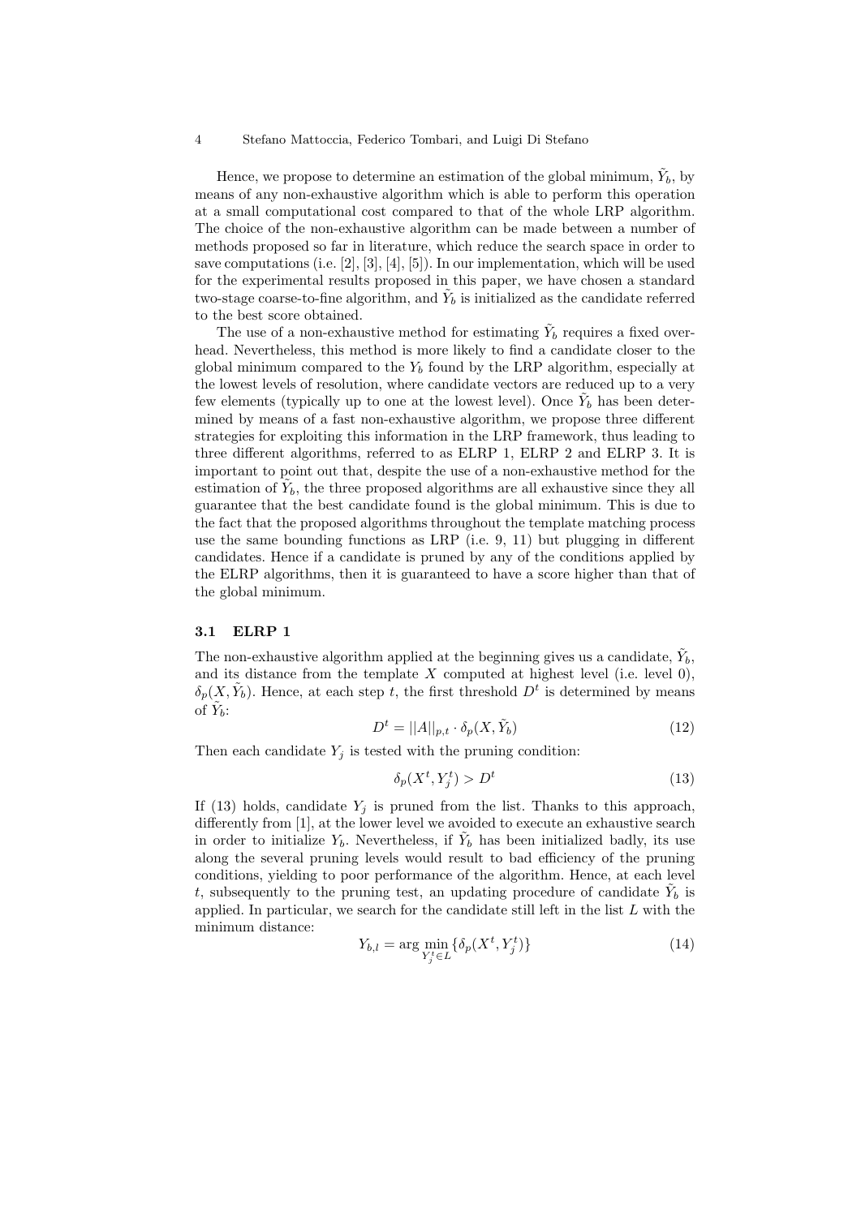Hence, we propose to determine an estimation of the global minimum, $\tilde{Y}_b$, by means of any non-exhaustive algorithm which is able to perform this operation at a small computational cost compared to that of the whole LRP algorithm. The choice of the non-exhaustive algorithm can be made between a number of methods proposed so far in literature, which reduce the search space in order to save computations (i.e. [2], [3], [4], [5]). In our implementation, which will be used for the experimental results proposed in this paper, we have chosen a standard two-stage coarse-to-fine algorithm, and $\tilde{Y}_b$ is initialized as the candidate referred to the best score obtained.

The use of a non-exhaustive method for estimating $\tilde{Y}_b$ requires a fixed overhead. Nevertheless, this method is more likely to find a candidate closer to the global minimum compared to the $Y_b$ found by the LRP algorithm, especially at the lowest levels of resolution, where candidate vectors are reduced up to a very few elements (typically up to one at the lowest level). Once $\tilde{Y}_b$ has been determined by means of a fast non-exhaustive algorithm, we propose three different strategies for exploiting this information in the LRP framework, thus leading to three different algorithms, referred to as ELRP 1, ELRP 2 and ELRP 3. It is important to point out that, despite the use of a non-exhaustive method for the estimation of $\tilde{Y}_b$, the three proposed algorithms are all exhaustive since they all guarantee that the best candidate found is the global minimum. This is due to the fact that the proposed algorithms throughout the template matching process use the same bounding functions as LRP (i.e. 9, 11) but plugging in different candidates. Hence if a candidate is pruned by any of the conditions applied by the ELRP algorithms, then it is guaranteed to have a score higher than that of the global minimum.

### 3.1 ELRP 1

The non-exhaustive algorithm applied at the beginning gives us a candidate, $\tilde{Y}_b$, and its distance from the template $X$ computed at highest level (i.e. level 0), $\delta_p(X, \tilde{Y}_b)$. Hence, at each step $t$, the first threshold $D^t$ is determined by means of $\tilde{Y}_b$:

$$D^t = ||A||_{p,t} \cdot \delta_p(X, \tilde{Y}_b) \tag{12}$$

Then each candidate $Y_j$ is tested with the pruning condition:

$$\delta_p(X^t, Y_j^t) > D^t \tag{13}$$

If (13) holds, candidate $Y_j$ is pruned from the list. Thanks to this approach, differently from [1], at the lower level we avoided to execute an exhaustive search in order to initialize $Y_b$. Nevertheless, if $\tilde{Y}_b$ has been initialized badly, its use along the several pruning levels would result to bad efficiency of the pruning conditions, yielding to poor performance of the algorithm. Hence, at each level $t$, subsequently to the pruning test, an updating procedure of candidate $\tilde{Y}_b$ is applied. In particular, we search for the candidate still left in the list $L$ with the minimum distance:

$$Y_{b,l} = \arg \min_{Y_j^t \in L} \{\delta_p(X^t, Y_j^t)\} \tag{14}$$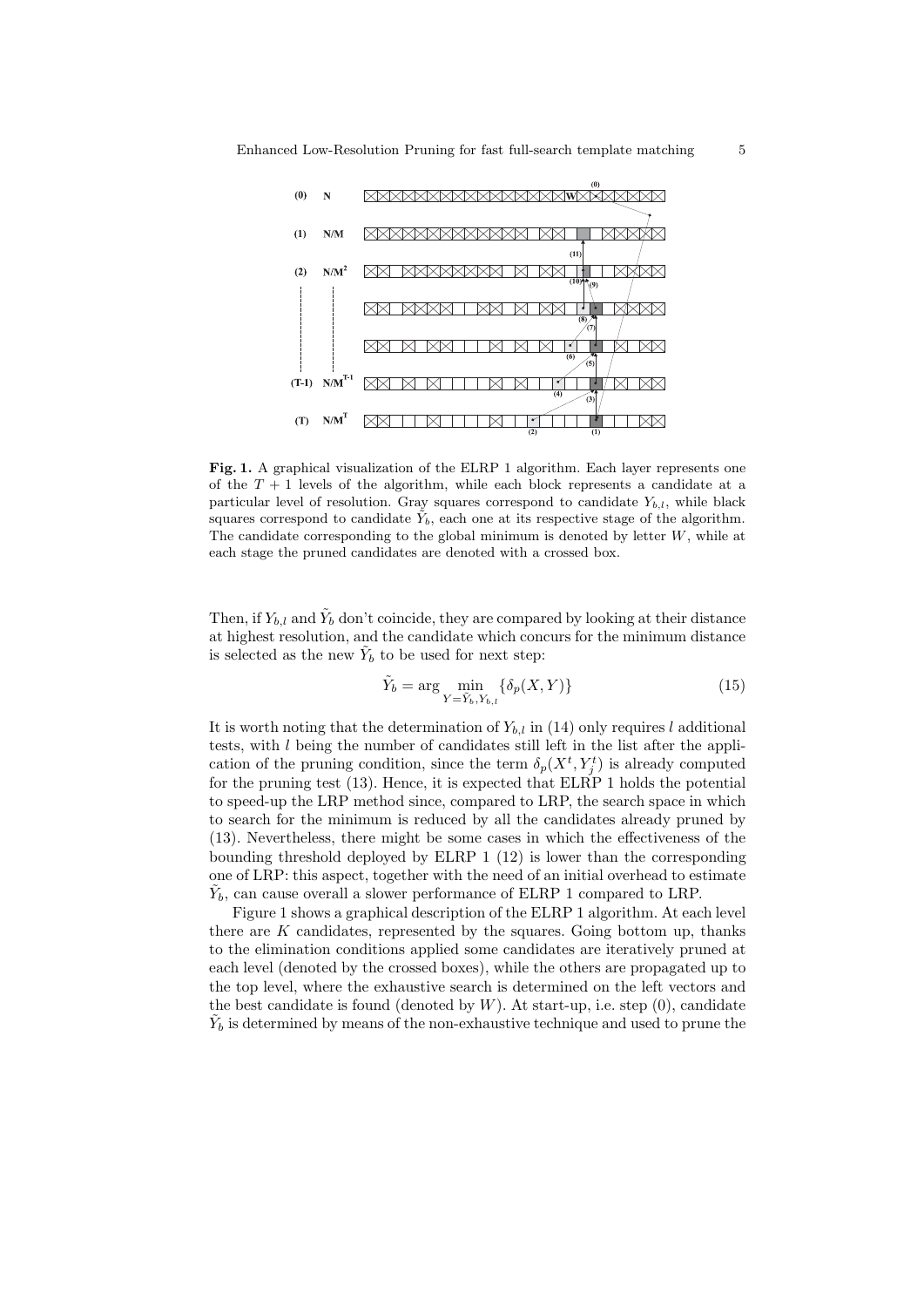**Fig. 1.** A graphical visualization of the ELRP 1 algorithm. Each layer represents one of the $T+1$ levels of the algorithm, while each block represents a candidate at a particular level of resolution. Gray squares correspond to candidate $Y_{b,l}$, while black squares correspond to candidate $\tilde{Y}_b$, each one at its respective stage of the algorithm. The candidate corresponding to the global minimum is denoted by letter $W$, while at each stage the pruned candidates are denoted with a crossed box.

Then, if $Y_{b,l}$ and $\tilde{Y}_b$ don't coincide, they are compared by looking at their distance at highest resolution, and the candidate which concurs for the minimum distance is selected as the new $\tilde{Y}_b$ to be used for next step:

$$\tilde{Y}_b = \arg \min_{Y=\tilde{Y}_b, Y_{b,l}} \{\delta_p(X, Y)\} \tag{15}$$

It is worth noting that the determination of $Y_{b,l}$ in (14) only requires $l$ additional tests, with $l$ being the number of candidates still left in the list after the application of the pruning condition, since the term $\delta_p(X^t, Y_j^t)$ is already computed for the pruning test (13). Hence, it is expected that ELRP 1 holds the potential to speed-up the LRP method since, compared to LRP, the search space in which to search for the minimum is reduced by all the candidates already pruned by (13). Nevertheless, there might be some cases in which the effectiveness of the bounding threshold deployed by ELRP 1 (12) is lower than the corresponding one of LRP: this aspect, together with the need of an initial overhead to estimate $\tilde{Y}_b$, can cause overall a slower performance of ELRP 1 compared to LRP.

Figure 1 shows a graphical description of the ELRP 1 algorithm. At each level there are $K$ candidates, represented by the squares. Going bottom up, thanks to the elimination conditions applied some candidates are iteratively pruned at each level (denoted by the crossed boxes), while the others are propagated up to the top level, where the exhaustive search is determined on the left vectors and the best candidate is found (denoted by $W$). At start-up, i.e. step (0), candidate $\tilde{Y}_b$ is determined by means of the non-exhaustive technique and used to prune the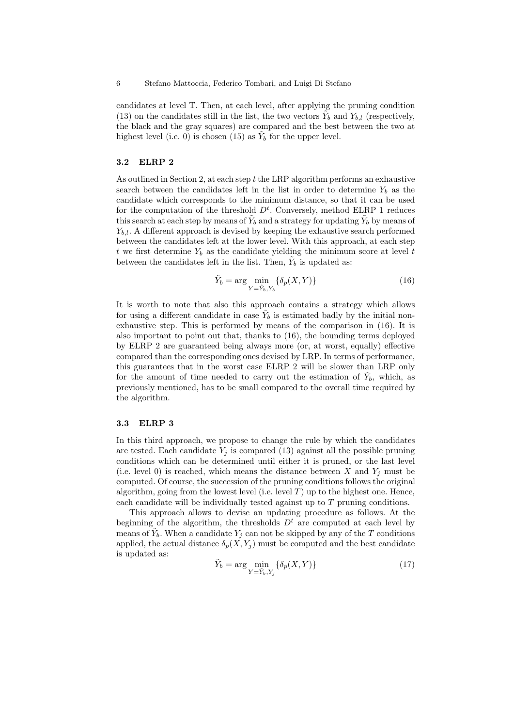candidates at level T. Then, at each level, after applying the pruning condition (13) on the candidates still in the list, the two vectors $\tilde{Y}_b$ and $Y_{b,l}$ (respectively, the black and the gray squares) are compared and the best between the two at highest level (i.e. 0) is chosen (15) as $\tilde{Y}_b$ for the upper level.

### 3.2 ELRP 2

As outlined in Section 2, at each step $t$ the LRP algorithm performs an exhaustive search between the candidates left in the list in order to determine $Y_b$ as the candidate which corresponds to the minimum distance, so that it can be used for the computation of the threshold $D^t$. Conversely, method ELRP 1 reduces this search at each step by means of $\tilde{Y}_b$ and a strategy for updating $\tilde{Y}_b$ by means of $Y_{b,l}$. A different approach is devised by keeping the exhaustive search performed between the candidates left at the lower level. With this approach, at each step $t$ we first determine $Y_b$ as the candidate yielding the minimum score at level $t$ between the candidates left in the list. Then, $\tilde{Y}_b$ is updated as:

$$\tilde{Y}_b = \arg \min_{Y=\tilde{Y}_b, Y_b} \{\delta_p(X, Y)\} \tag{16}$$

It is worth to note that also this approach contains a strategy which allows for using a different candidate in case $\tilde{Y}_b$ is estimated badly by the initial non-exhaustive step. This is performed by means of the comparison in (16). It is also important to point out that, thanks to (16), the bounding terms deployed by ELRP 2 are guaranteed being always more (or, at worst, equally) effective compared than the corresponding ones devised by LRP. In terms of performance, this guarantees that in the worst case ELRP 2 will be slower than LRP only for the amount of time needed to carry out the estimation of $\tilde{Y}_b$, which, as previously mentioned, has to be small compared to the overall time required by the algorithm.

### 3.3 ELRP 3

In this third approach, we propose to change the rule by which the candidates are tested. Each candidate $Y_j$ is compared (13) against all the possible pruning conditions which can be determined until either it is pruned, or the last level (i.e. level 0) is reached, which means the distance between $X$ and $Y_j$ must be computed. Of course, the succession of the pruning conditions follows the original algorithm, going from the lowest level (i.e. level $T$) up to the highest one. Hence, each candidate will be individually tested against up to $T$ pruning conditions.

This approach allows to devise an updating procedure as follows. At the beginning of the algorithm, the thresholds $D^t$ are computed at each level by means of $\tilde{Y}_b$. When a candidate $Y_j$ can not be skipped by any of the $T$ conditions applied, the actual distance $\delta_p(X, Y_j)$ must be computed and the best candidate is updated as:

$$\tilde{Y}_b = \arg \min_{Y=\tilde{Y}_b, Y_j} \{\delta_p(X, Y)\} \tag{17}$$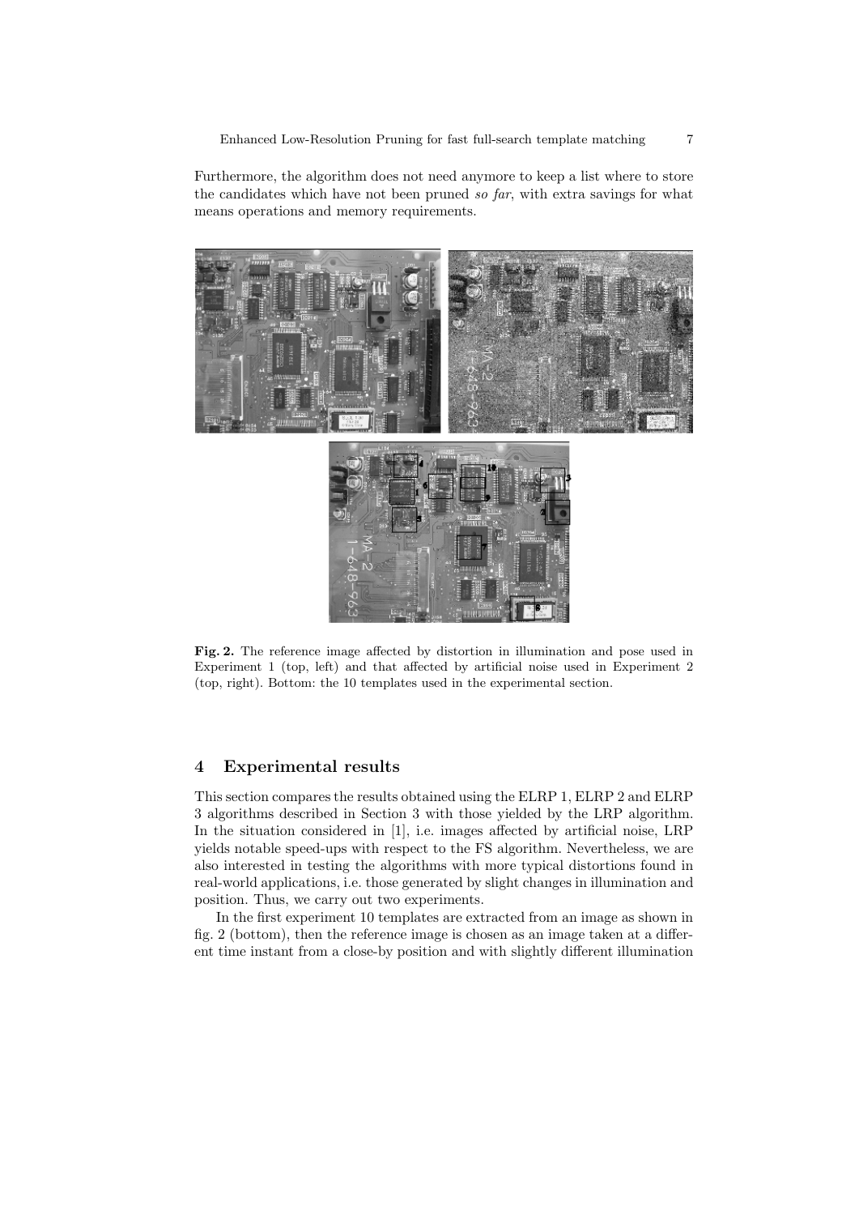Furthermore, the algorithm does not need anymore to keep a list where to store the candidates which have not been pruned *so far*, with extra savings for what means operations and memory requirements.

**Fig. 2.** The reference image affected by distortion in illumination and pose used in Experiment 1 (top, left) and that affected by artificial noise used in Experiment 2 (top, right). Bottom: the 10 templates used in the experimental section.

## 4 Experimental results

This section compares the results obtained using the ELRP 1, ELRP 2 and ELRP 3 algorithms described in Section 3 with those yielded by the LRP algorithm. In the situation considered in [1], i.e. images affected by artificial noise, LRP yields notable speed-ups with respect to the FS algorithm. Nevertheless, we are also interested in testing the algorithms with more typical distortions found in real-world applications, i.e. those generated by slight changes in illumination and position. Thus, we carry out two experiments.

In the first experiment 10 templates are extracted from an image as shown in fig. 2 (bottom), then the reference image is chosen as an image taken at a different time instant from a close-by position and with slightly different illumination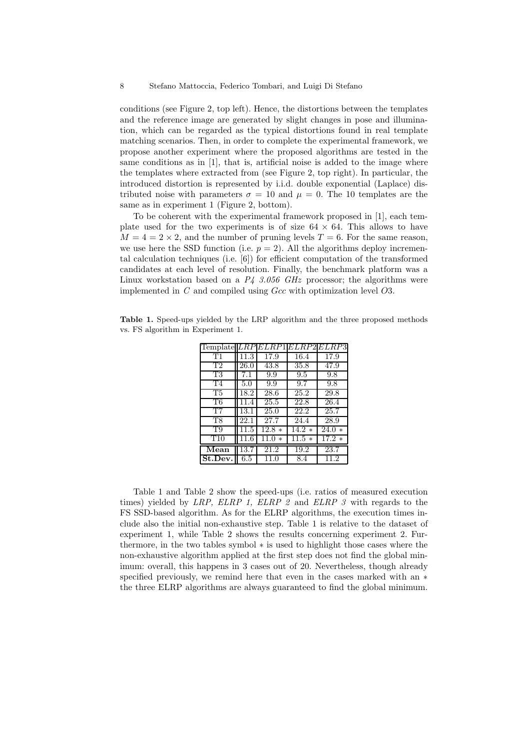conditions (see Figure 2, top left). Hence, the distortions between the templates and the reference image are generated by slight changes in pose and illumination, which can be regarded as the typical distortions found in real template matching scenarios. Then, in order to complete the experimental framework, we propose another experiment where the proposed algorithms are tested in the same conditions as in [1], that is, artificial noise is added to the image where the templates where extracted from (see Figure 2, top right). In particular, the introduced distortion is represented by i.i.d. double exponential (Laplace) distributed noise with parameters $\sigma = 10$ and $\mu = 0$. The 10 templates are the same as in experiment 1 (Figure 2, bottom).

To be coherent with the experimental framework proposed in [1], each template used for the two experiments is of size $64 \times 64$. This allows to have $M = 4 = 2 \times 2$, and the number of pruning levels $T = 6$. For the same reason, we use here the SSD function (i.e. $p = 2$). All the algorithms deploy incremental calculation techniques (i.e. [6]) for efficient computation of the transformed candidates at each level of resolution. Finally, the benchmark platform was a Linux workstation based on a *P4 3.056 GHz* processor; the algorithms were implemented in *C* and compiled using *Gcc* with optimization level *O*3.

**Table 1.** Speed-ups yielded by the LRP algorithm and the three proposed methods vs. FS algorithm in Experiment 1.

| Template | $LRP$ | $ELRP1$ | $ELRP2$ | $ELRP3$ |
|---|---|---|---|---|
| T1 | 11.3 | 17.9 | 16.4 | 17.9 |
| T2 | 26.0 | 43.8 | 35.8 | 47.9 |
| T3 | 7.1 | 9.9 | 9.5 | 9.8 |
| T4 | 5.0 | 9.9 | 9.7 | 9.8 |
| T5 | 18.2 | 28.6 | 25.2 | 29.8 |
| T6 | 11.4 | 25.5 | 22.8 | 26.4 |
| T7 | 13.1 | 25.0 | 22.2 | 25.7 |
| T8 | 22.1 | 27.7 | 24.4 | 28.9 |
| T9 | 11.5 | 12.8 * | 14.2 * | 24.0 * |
| T10 | 11.6 | 11.0 * | 11.5 * | 17.2 * |
| **Mean** | 13.7 | 21.2 | 19.2 | 23.7 |
| **St.Dev.** | 6.5 | 11.0 | 8.4 | 11.2 |

Table 1 and Table 2 show the speed-ups (i.e. ratios of measured execution times) yielded by *LRP, ELRP 1, ELRP 2* and *ELRP 3* with regards to the FS SSD-based algorithm. As for the ELRP algorithms, the execution times include also the initial non-exhaustive step. Table 1 is relative to the dataset of experiment 1, while Table 2 shows the results concerning experiment 2. Furthermore, in the two tables symbol * is used to highlight those cases where the non-exhaustive algorithm applied at the first step does not find the global minimum: overall, this happens in 3 cases out of 20. Nevertheless, though already specified previously, we remind here that even in the cases marked with an * the three ELRP algorithms are always guaranteed to find the global minimum.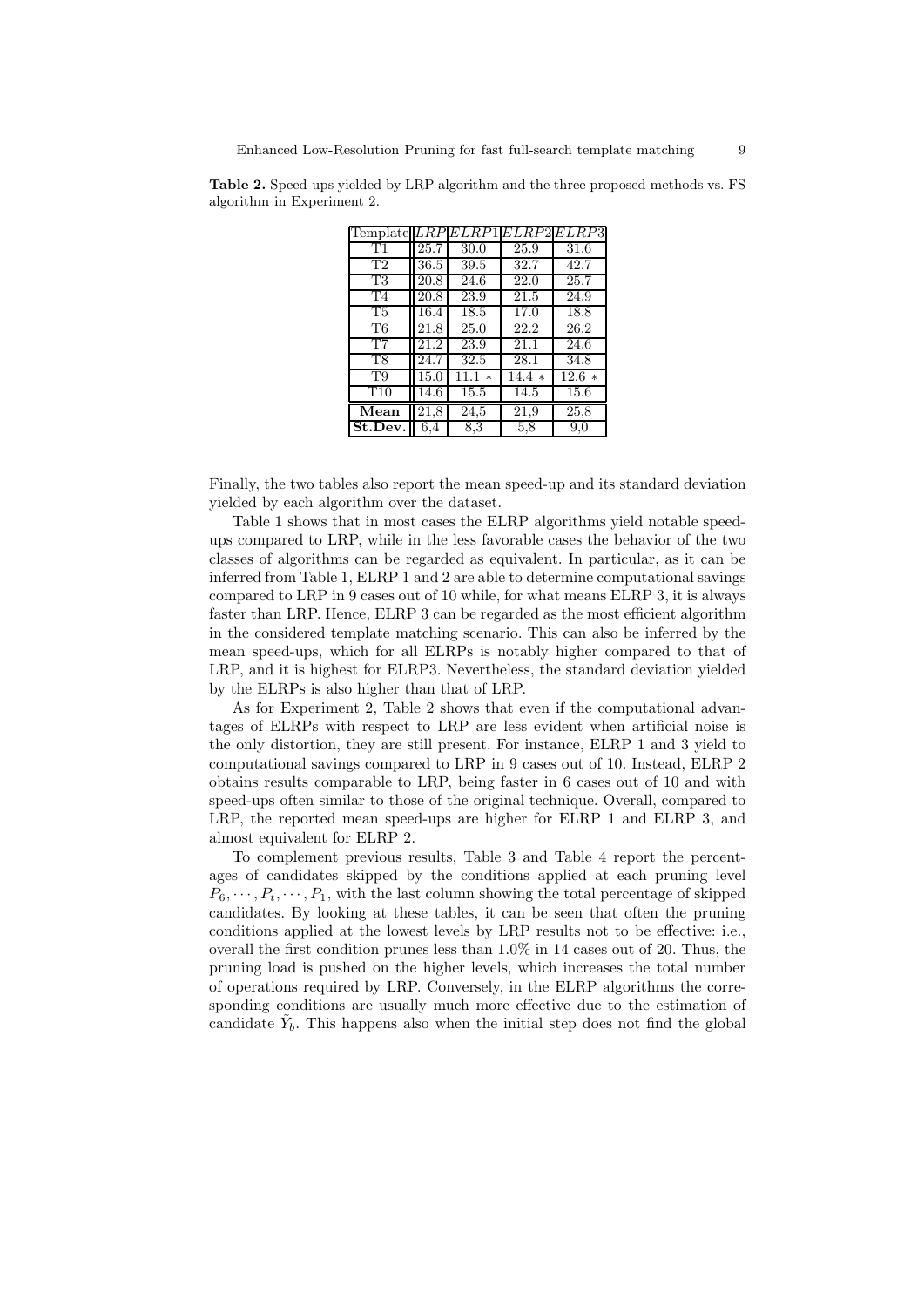**Table 2.** Speed-ups yielded by LRP algorithm and the three proposed methods vs. FS algorithm in Experiment 2.

| Template | $LRP$ | $ELRP1$ | $ELRP2$ | $ELRP3$ |
|---|---|---|---|---|
| T1 | 25.7 | 30.0 | 25.9 | 31.6 |
| T2 | 36.5 | 39.5 | 32.7 | 42.7 |
| T3 | 20.8 | 24.6 | 22.0 | 25.7 |
| T4 | 20.8 | 23.9 | 21.5 | 24.9 |
| T5 | 16.4 | 18.5 | 17.0 | 18.8 |
| T6 | 21.8 | 25.0 | 22.2 | 26.2 |
| T7 | 21.2 | 23.9 | 21.1 | 24.6 |
| T8 | 24.7 | 32.5 | 28.1 | 34.8 |
| T9 | 15.0 | 11.1 * | 14.4 * | 12.6 * |
| T10 | 14.6 | 15.5 | 14.5 | 15.6 |
| **Mean** | 21,8 | 24,5 | 21,9 | 25,8 |
| **St.Dev.** | 6,4 | 8,3 | 5,8 | 9,0 |

Finally, the two tables also report the mean speed-up and its standard deviation yielded by each algorithm over the dataset.

Table 1 shows that in most cases the ELRP algorithms yield notable speed-ups compared to LRP, while in the less favorable cases the behavior of the two classes of algorithms can be regarded as equivalent. In particular, as it can be inferred from Table 1, ELRP 1 and 2 are able to determine computational savings compared to LRP in 9 cases out of 10 while, for what means ELRP 3, it is always faster than LRP. Hence, ELRP 3 can be regarded as the most efficient algorithm in the considered template matching scenario. This can also be inferred by the mean speed-ups, which for all ELRPs is notably higher compared to that of LRP, and it is highest for ELRP3. Nevertheless, the standard deviation yielded by the ELRPs is also higher than that of LRP.

As for Experiment 2, Table 2 shows that even if the computational advantages of ELRPs with respect to LRP are less evident when artificial noise is the only distortion, they are still present. For instance, ELRP 1 and 3 yield to computational savings compared to LRP in 9 cases out of 10. Instead, ELRP 2 obtains results comparable to LRP, being faster in 6 cases out of 10 and with speed-ups often similar to those of the original technique. Overall, compared to LRP, the reported mean speed-ups are higher for ELRP 1 and ELRP 3, and almost equivalent for ELRP 2.

To complement previous results, Table 3 and Table 4 report the percentages of candidates skipped by the conditions applied at each pruning level $P_6, \cdots, P_t, \cdots, P_1$, with the last column showing the total percentage of skipped candidates. By looking at these tables, it can be seen that often the pruning conditions applied at the lowest levels by LRP results not to be effective: i.e., overall the first condition prunes less than 1.0% in 14 cases out of 20. Thus, the pruning load is pushed on the higher levels, which increases the total number of operations required by LRP. Conversely, in the ELRP algorithms the corresponding conditions are usually much more effective due to the estimation of candidate $\tilde{Y}_b$. This happens also when the initial step does not find the global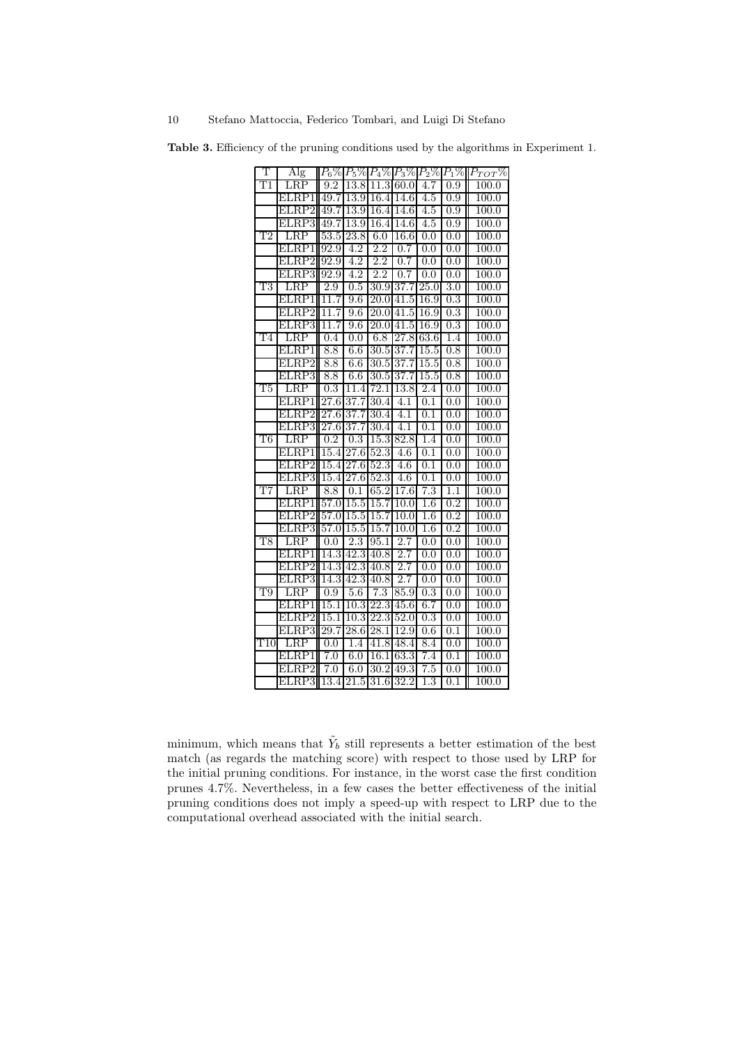**Table 3.** Efficiency of the pruning conditions used by the algorithms in Experiment 1.

| T | Alg | $P_6$% | $P_5$% | $P_4$% | $P_3$% | $P_2$% | $P_1$% | $P_{TOT}$% |
|---|---|---|---|---|---|---|---|---|
| T1 | LRP | 9.2 | 13.8 | 11.3 | 60.0 | 4.7 | 0.9 | 100.0 |
| | ELRP1 | 49.7 | 13.9 | 16.4 | 14.6 | 4.5 | 0.9 | 100.0 |
| | ELRP2 | 49.7 | 13.9 | 16.4 | 14.6 | 4.5 | 0.9 | 100.0 |
| | ELRP3 | 49.7 | 13.9 | 16.4 | 14.6 | 4.5 | 0.9 | 100.0 |
| T2 | LRP | 53.5 | 23.8 | 6.0 | 16.6 | 0.0 | 0.0 | 100.0 |
| | ELRP1 | 92.9 | 4.2 | 2.2 | 0.7 | 0.0 | 0.0 | 100.0 |
| | ELRP2 | 92.9 | 4.2 | 2.2 | 0.7 | 0.0 | 0.0 | 100.0 |
| | ELRP3 | 92.9 | 4.2 | 2.2 | 0.7 | 0.0 | 0.0 | 100.0 |
| T3 | LRP | 2.9 | 0.5 | 30.9 | 37.7 | 25.0 | 3.0 | 100.0 |
| | ELRP1 | 11.7 | 9.6 | 20.0 | 41.5 | 16.9 | 0.3 | 100.0 |
| | ELRP2 | 11.7 | 9.6 | 20.0 | 41.5 | 16.9 | 0.3 | 100.0 |
| | ELRP3 | 11.7 | 9.6 | 20.0 | 41.5 | 16.9 | 0.3 | 100.0 |
| T4 | LRP | 0.4 | 0.0 | 6.8 | 27.8 | 63.6 | 1.4 | 100.0 |
| | ELRP1 | 8.8 | 6.6 | 30.5 | 37.7 | 15.5 | 0.8 | 100.0 |
| | ELRP2 | 8.8 | 6.6 | 30.5 | 37.7 | 15.5 | 0.8 | 100.0 |
| | ELRP3 | 8.8 | 6.6 | 30.5 | 37.7 | 15.5 | 0.8 | 100.0 |
| T5 | LRP | 0.3 | 11.4 | 72.1 | 13.8 | 2.4 | 0.0 | 100.0 |
| | ELRP1 | 27.6 | 37.7 | 30.4 | 4.1 | 0.1 | 0.0 | 100.0 |
| | ELRP2 | 27.6 | 37.7 | 30.4 | 4.1 | 0.1 | 0.0 | 100.0 |
| | ELRP3 | 27.6 | 37.7 | 30.4 | 4.1 | 0.1 | 0.0 | 100.0 |
| T6 | LRP | 0.2 | 0.3 | 15.3 | 82.8 | 1.4 | 0.0 | 100.0 |
| | ELRP1 | 15.4 | 27.6 | 52.3 | 4.6 | 0.1 | 0.0 | 100.0 |
| | ELRP2 | 15.4 | 27.6 | 52.3 | 4.6 | 0.1 | 0.0 | 100.0 |
| | ELRP3 | 15.4 | 27.6 | 52.3 | 4.6 | 0.1 | 0.0 | 100.0 |
| T7 | LRP | 8.8 | 0.1 | 65.2 | 17.6 | 7.3 | 1.1 | 100.0 |
| | ELRP1 | 57.0 | 15.5 | 15.7 | 10.0 | 1.6 | 0.2 | 100.0 |
| | ELRP2 | 57.0 | 15.5 | 15.7 | 10.0 | 1.6 | 0.2 | 100.0 |
| | ELRP3 | 57.0 | 15.5 | 15.7 | 10.0 | 1.6 | 0.2 | 100.0 |
| T8 | LRP | 0.0 | 2.3 | 95.1 | 2.7 | 0.0 | 0.0 | 100.0 |
| | ELRP1 | 14.3 | 42.3 | 40.8 | 2.7 | 0.0 | 0.0 | 100.0 |
| | ELRP2 | 14.3 | 42.3 | 40.8 | 2.7 | 0.0 | 0.0 | 100.0 |
| | ELRP3 | 14.3 | 42.3 | 40.8 | 2.7 | 0.0 | 0.0 | 100.0 |
| T9 | LRP | 0.9 | 5.6 | 7.3 | 85.9 | 0.3 | 0.0 | 100.0 |
| | ELRP1 | 15.1 | 10.3 | 22.3 | 45.6 | 6.7 | 0.0 | 100.0 |
| | ELRP2 | 15.1 | 10.3 | 22.3 | 52.0 | 0.3 | 0.0 | 100.0 |
| | ELRP3 | 29.7 | 28.6 | 28.1 | 12.9 | 0.6 | 0.1 | 100.0 |
| T10 | LRP | 0.0 | 1.4 | 41.8 | 48.4 | 8.4 | 0.0 | 100.0 |
| | ELRP1 | 7.0 | 6.0 | 16.1 | 63.3 | 7.4 | 0.1 | 100.0 |
| | ELRP2 | 7.0 | 6.0 | 30.2 | 49.3 | 7.5 | 0.0 | 100.0 |
| | ELRP3 | 13.4 | 21.5 | 31.6 | 32.2 | 1.3 | 0.1 | 100.0 |

minimum, which means that $\tilde{Y}_b$ still represents a better estimation of the best match (as regards the matching score) with respect to those used by LRP for the initial pruning conditions. For instance, in the worst case the first condition prunes 4.7%. Nevertheless, in a few cases the better effectiveness of the initial pruning conditions does not imply a speed-up with respect to LRP due to the computational overhead associated with the initial search.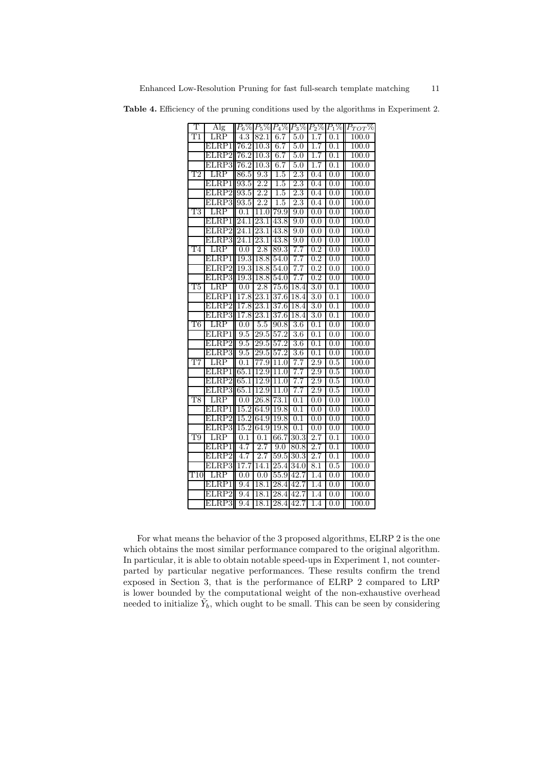**Table 4.** Efficiency of the pruning conditions used by the algorithms in Experiment 2.

| T | Alg | $P_6\%$ | $P_5\%$ | $P_4\%$ | $P_3\%$ | $P_2\%$ | $P_1\%$ | $P_{TOT}\%$ |
|---|---|---|---|---|---|---|---|---|
| T1 | LRP | 4.3 | 82.1 | 6.7 | 5.0 | 1.7 | 0.1 | 100.0 |
| | ELRP1 | 76.2 | 10.3 | 6.7 | 5.0 | 1.7 | 0.1 | 100.0 |
| | ELRP2 | 76.2 | 10.3 | 6.7 | 5.0 | 1.7 | 0.1 | 100.0 |
| | ELRP3 | 76.2 | 10.3 | 6.7 | 5.0 | 1.7 | 0.1 | 100.0 |
| T2 | LRP | 86.5 | 9.3 | 1.5 | 2.3 | 0.4 | 0.0 | 100.0 |
| | ELRP1 | 93.5 | 2.2 | 1.5 | 2.3 | 0.4 | 0.0 | 100.0 |
| | ELRP2 | 93.5 | 2.2 | 1.5 | 2.3 | 0.4 | 0.0 | 100.0 |
| | ELRP3 | 93.5 | 2.2 | 1.5 | 2.3 | 0.4 | 0.0 | 100.0 |
| T3 | LRP | 0.1 | 11.0 | 79.9 | 9.0 | 0.0 | 0.0 | 100.0 |
| | ELRP1 | 24.1 | 23.1 | 43.8 | 9.0 | 0.0 | 0.0 | 100.0 |
| | ELRP2 | 24.1 | 23.1 | 43.8 | 9.0 | 0.0 | 0.0 | 100.0 |
| | ELRP3 | 24.1 | 23.1 | 43.8 | 9.0 | 0.0 | 0.0 | 100.0 |
| T4 | LRP | 0.0 | 2.8 | 89.3 | 7.7 | 0.2 | 0.0 | 100.0 |
| | ELRP1 | 19.3 | 18.8 | 54.0 | 7.7 | 0.2 | 0.0 | 100.0 |
| | ELRP2 | 19.3 | 18.8 | 54.0 | 7.7 | 0.2 | 0.0 | 100.0 |
| | ELRP3 | 19.3 | 18.8 | 54.0 | 7.7 | 0.2 | 0.0 | 100.0 |
| T5 | LRP | 0.0 | 2.8 | 75.6 | 18.4 | 3.0 | 0.1 | 100.0 |
| | ELRP1 | 17.8 | 23.1 | 37.6 | 18.4 | 3.0 | 0.1 | 100.0 |
| | ELRP2 | 17.8 | 23.1 | 37.6 | 18.4 | 3.0 | 0.1 | 100.0 |
| | ELRP3 | 17.8 | 23.1 | 37.6 | 18.4 | 3.0 | 0.1 | 100.0 |
| T6 | LRP | 0.0 | 5.5 | 90.8 | 3.6 | 0.1 | 0.0 | 100.0 |
| | ELRP1 | 9.5 | 29.5 | 57.2 | 3.6 | 0.1 | 0.0 | 100.0 |
| | ELRP2 | 9.5 | 29.5 | 57.2 | 3.6 | 0.1 | 0.0 | 100.0 |
| | ELRP3 | 9.5 | 29.5 | 57.2 | 3.6 | 0.1 | 0.0 | 100.0 |
| T7 | LRP | 0.1 | 77.9 | 11.0 | 7.7 | 2.9 | 0.5 | 100.0 |
| | ELRP1 | 65.1 | 12.9 | 11.0 | 7.7 | 2.9 | 0.5 | 100.0 |
| | ELRP2 | 65.1 | 12.9 | 11.0 | 7.7 | 2.9 | 0.5 | 100.0 |
| | ELRP3 | 65.1 | 12.9 | 11.0 | 7.7 | 2.9 | 0.5 | 100.0 |
| T8 | LRP | 0.0 | 26.8 | 73.1 | 0.1 | 0.0 | 0.0 | 100.0 |
| | ELRP1 | 15.2 | 64.9 | 19.8 | 0.1 | 0.0 | 0.0 | 100.0 |
| | ELRP2 | 15.2 | 64.9 | 19.8 | 0.1 | 0.0 | 0.0 | 100.0 |
| | ELRP3 | 15.2 | 64.9 | 19.8 | 0.1 | 0.0 | 0.0 | 100.0 |
| T9 | LRP | 0.1 | 0.1 | 66.7 | 30.3 | 2.7 | 0.1 | 100.0 |
| | ELRP1 | 4.7 | 2.7 | 9.0 | 80.8 | 2.7 | 0.1 | 100.0 |
| | ELRP2 | 4.7 | 2.7 | 59.5 | 30.3 | 2.7 | 0.1 | 100.0 |
| | ELRP3 | 17.7 | 14.1 | 25.4 | 34.0 | 8.1 | 0.5 | 100.0 |
| T10 | LRP | 0.0 | 0.0 | 55.9 | 42.7 | 1.4 | 0.0 | 100.0 |
| | ELRP1 | 9.4 | 18.1 | 28.4 | 42.7 | 1.4 | 0.0 | 100.0 |
| | ELRP2 | 9.4 | 18.1 | 28.4 | 42.7 | 1.4 | 0.0 | 100.0 |
| | ELRP3 | 9.4 | 18.1 | 28.4 | 42.7 | 1.4 | 0.0 | 100.0 |

For what means the behavior of the 3 proposed algorithms, ELRP 2 is the one which obtains the most similar performance compared to the original algorithm. In particular, it is able to obtain notable speed-ups in Experiment 1, not counterparted by particular negative performances. These results confirm the trend exposed in Section 3, that is the performance of ELRP 2 compared to LRP is lower bounded by the computational weight of the non-exhaustive overhead needed to initialize $\tilde{Y}_b$, which ought to be small. This can be seen by considering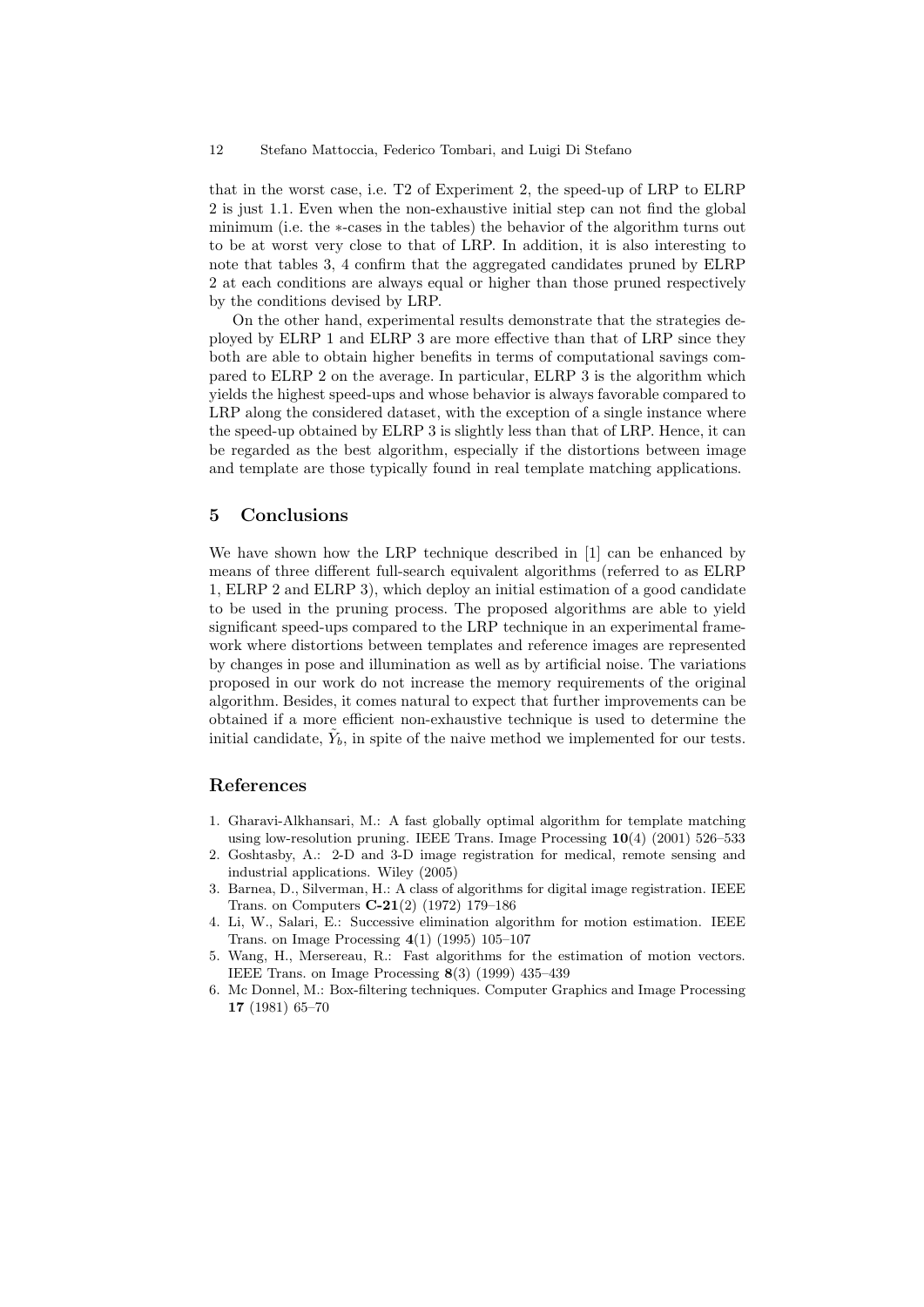that in the worst case, i.e. T2 of Experiment 2, the speed-up of LRP to ELRP 2 is just 1.1. Even when the non-exhaustive initial step can not find the global minimum (i.e. the ∗-cases in the tables) the behavior of the algorithm turns out to be at worst very close to that of LRP. In addition, it is also interesting to note that tables 3, 4 confirm that the aggregated candidates pruned by ELRP 2 at each conditions are always equal or higher than those pruned respectively by the conditions devised by LRP.

On the other hand, experimental results demonstrate that the strategies deployed by ELRP 1 and ELRP 3 are more effective than that of LRP since they both are able to obtain higher benefits in terms of computational savings compared to ELRP 2 on the average. In particular, ELRP 3 is the algorithm which yields the highest speed-ups and whose behavior is always favorable compared to LRP along the considered dataset, with the exception of a single instance where the speed-up obtained by ELRP 3 is slightly less than that of LRP. Hence, it can be regarded as the best algorithm, especially if the distortions between image and template are those typically found in real template matching applications.

## 5 Conclusions

We have shown how the LRP technique described in [1] can be enhanced by means of three different full-search equivalent algorithms (referred to as ELRP 1, ELRP 2 and ELRP 3), which deploy an initial estimation of a good candidate to be used in the pruning process. The proposed algorithms are able to yield significant speed-ups compared to the LRP technique in an experimental framework where distortions between templates and reference images are represented by changes in pose and illumination as well as by artificial noise. The variations proposed in our work do not increase the memory requirements of the original algorithm. Besides, it comes natural to expect that further improvements can be obtained if a more efficient non-exhaustive technique is used to determine the initial candidate, $\tilde{Y}_b$, in spite of the naive method we implemented for our tests.

## References

1. Gharavi-Alkhansari, M.: A fast globally optimal algorithm for template matching using low-resolution pruning. IEEE Trans. Image Processing **10**(4) (2001) 526–533
2. Goshtasby, A.: 2-D and 3-D image registration for medical, remote sensing and industrial applications. Wiley (2005)
3. Barnea, D., Silverman, H.: A class of algorithms for digital image registration. IEEE Trans. on Computers **C-21**(2) (1972) 179–186
4. Li, W., Salari, E.: Successive elimination algorithm for motion estimation. IEEE Trans. on Image Processing **4**(1) (1995) 105–107
5. Wang, H., Mersereau, R.: Fast algorithms for the estimation of motion vectors. IEEE Trans. on Image Processing **8**(3) (1999) 435–439
6. Mc Donnel, M.: Box-filtering techniques. Computer Graphics and Image Processing **17** (1981) 65–70